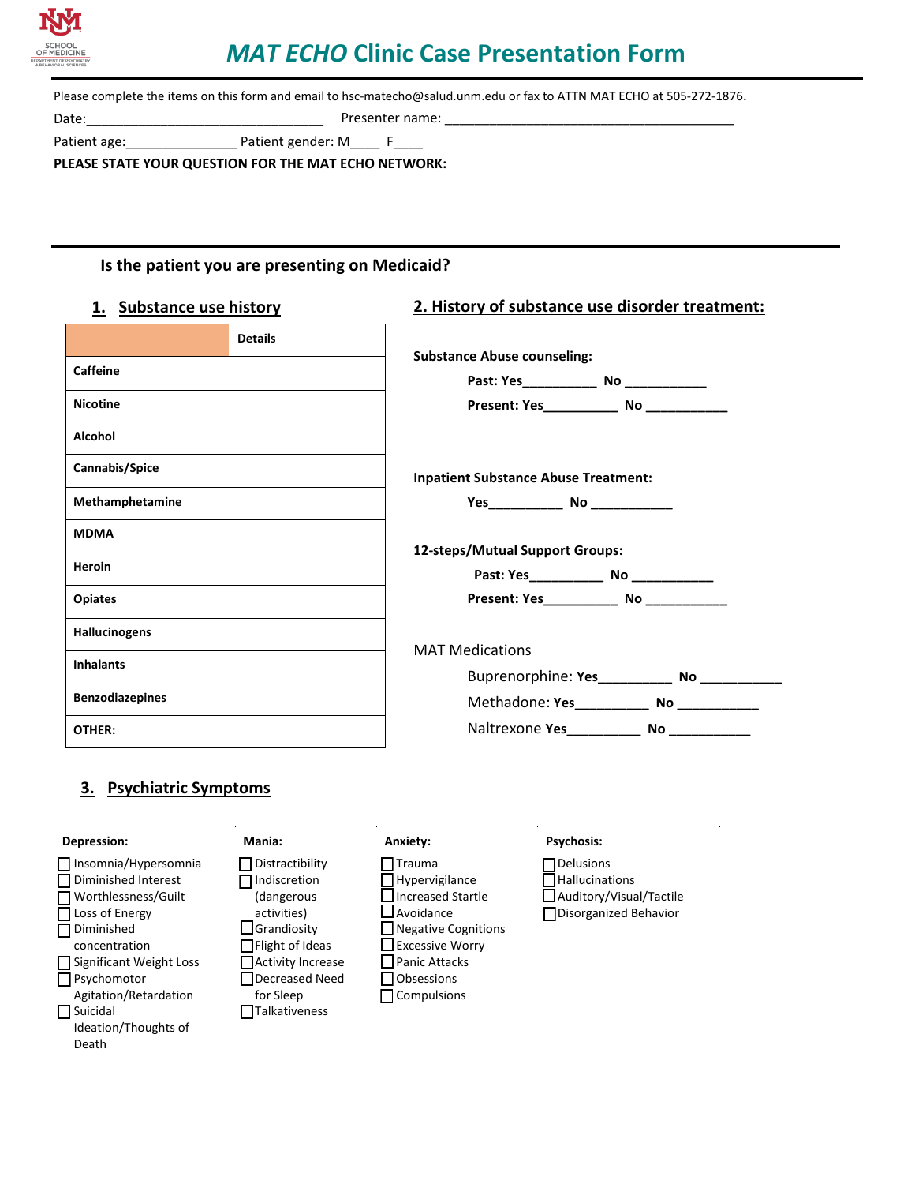# *MAT ECHO* Clinic Case Presentation Form

Please complete the items on this form and email to hsc-matecho@salud.unm.edu or fax to ATTN MAT ECHO at 505-272-1876.

Date:________________________________ Presenter name: ________________________________________

Patient age:_______________ Patient gender: M____ F____

**PLEASE STATE YOUR QUESTION FOR THE MAT ECHO NETWORK:**

---

**Is the patient you are presenting on Medicaid?**

## 1. Substance use history

| | **Details** |
|---|---|
| **Caffeine** | |
| **Nicotine** | |
| **Alcohol** | |
| **Cannabis/Spice** | |
| **Methamphetamine** | |
| **MDMA** | |
| **Heroin** | |
| **Opiates** | |
| **Hallucinogens** | |
| **Inhalants** | |
| **Benzodiazepines** | |
| **OTHER:** | |

## 2. History of substance use disorder treatment:

**Substance Abuse counseling:**

**Past: Yes__________ No ___________**

**Present: Yes__________ No ___________**

**Inpatient Substance Abuse Treatment:**

**Yes__________ No ___________**

**12-steps/Mutual Support Groups:**

**Past: Yes__________ No ___________**

**Present: Yes__________ No ___________**

MAT Medications

Buprenorphine: **Yes__________ No ___________**

Methadone: **Yes__________ No ___________**

Naltrexone **Yes__________ No ___________**

## 3. Psychiatric Symptoms

**Depression:**

- ☐ Insomnia/Hypersomnia
- ☐ Diminished Interest
- ☐ Worthlessness/Guilt
- ☐ Loss of Energy
- ☐ Diminished concentration
- ☐ Significant Weight Loss
- ☐ Psychomotor Agitation/Retardation
- ☐ Suicidal Ideation/Thoughts of Death

**Mania:**

- ☐ Distractibility
- ☐ Indiscretion (dangerous activities)
- ☐ Grandiosity
- ☐ Flight of Ideas
- ☐ Activity Increase
- ☐ Decreased Need for Sleep
- ☐ Talkativeness

**Anxiety:**

- ☐ Trauma
- ☐ Hypervigilance
- ☐ Increased Startle
- ☐ Avoidance
- ☐ Negative Cognitions
- ☐ Excessive Worry
- ☐ Panic Attacks
- ☐ Obsessions
- ☐ Compulsions

**Psychosis:**

- ☐ Delusions
- ☐ Hallucinations
- ☐ Auditory/Visual/Tactile
- ☐ Disorganized Behavior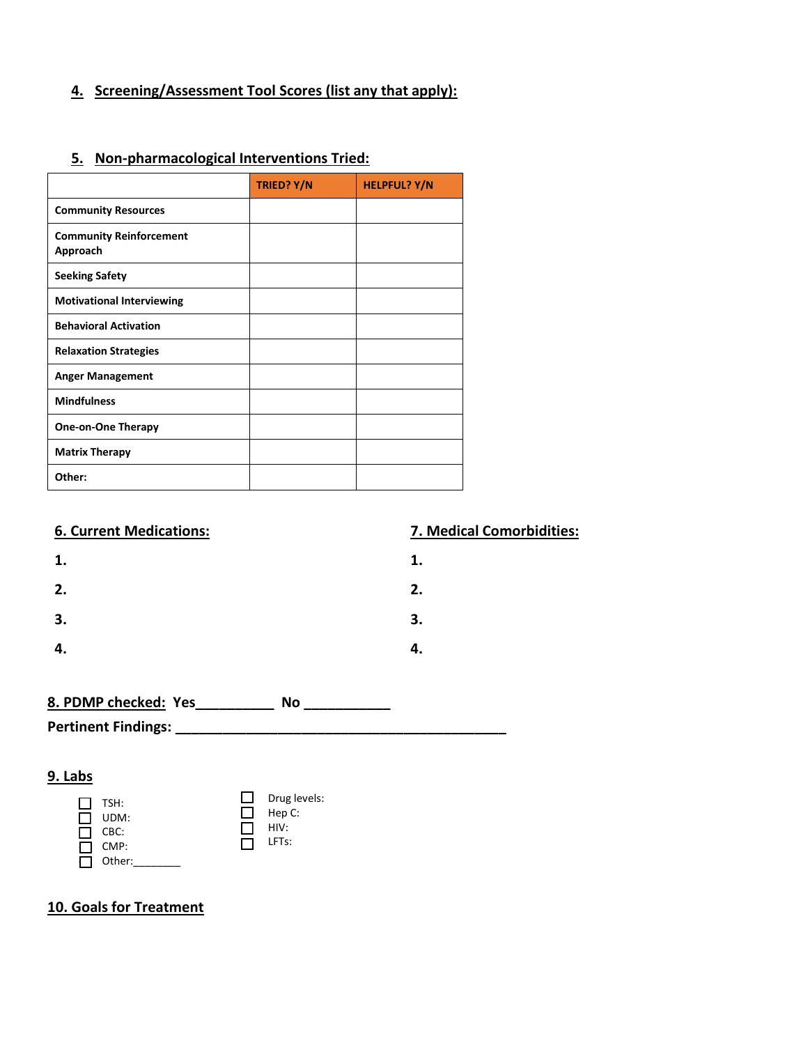## 4. Screening/Assessment Tool Scores (list any that apply):

## 5. Non-pharmacological Interventions Tried:

| | TRIED? Y/N | HELPFUL? Y/N |
|---|---|---|
| **Community Resources** | | |
| **Community Reinforcement Approach** | | |
| **Seeking Safety** | | |
| **Motivational Interviewing** | | |
| **Behavioral Activation** | | |
| **Relaxation Strategies** | | |
| **Anger Management** | | |
| **Mindfulness** | | |
| **One-on-One Therapy** | | |
| **Matrix Therapy** | | |
| **Other:** | | |

## 6. Current Medications:

**1.**

**2.**

**3.**

**4.**

## 7. Medical Comorbidities:

**1.**

**2.**

**3.**

**4.**

**8. PDMP checked: Yes__________ No ___________**

**Pertinent Findings: ___________________________________________**

## 9. Labs

- ☐ TSH:
- ☐ UDM:
- ☐ CBC:
- ☐ CMP:
- ☐ Other:________
- ☐ Drug levels:
- ☐ Hep C:
- ☐ HIV:
- ☐ LFTs:

## 10. Goals for Treatment